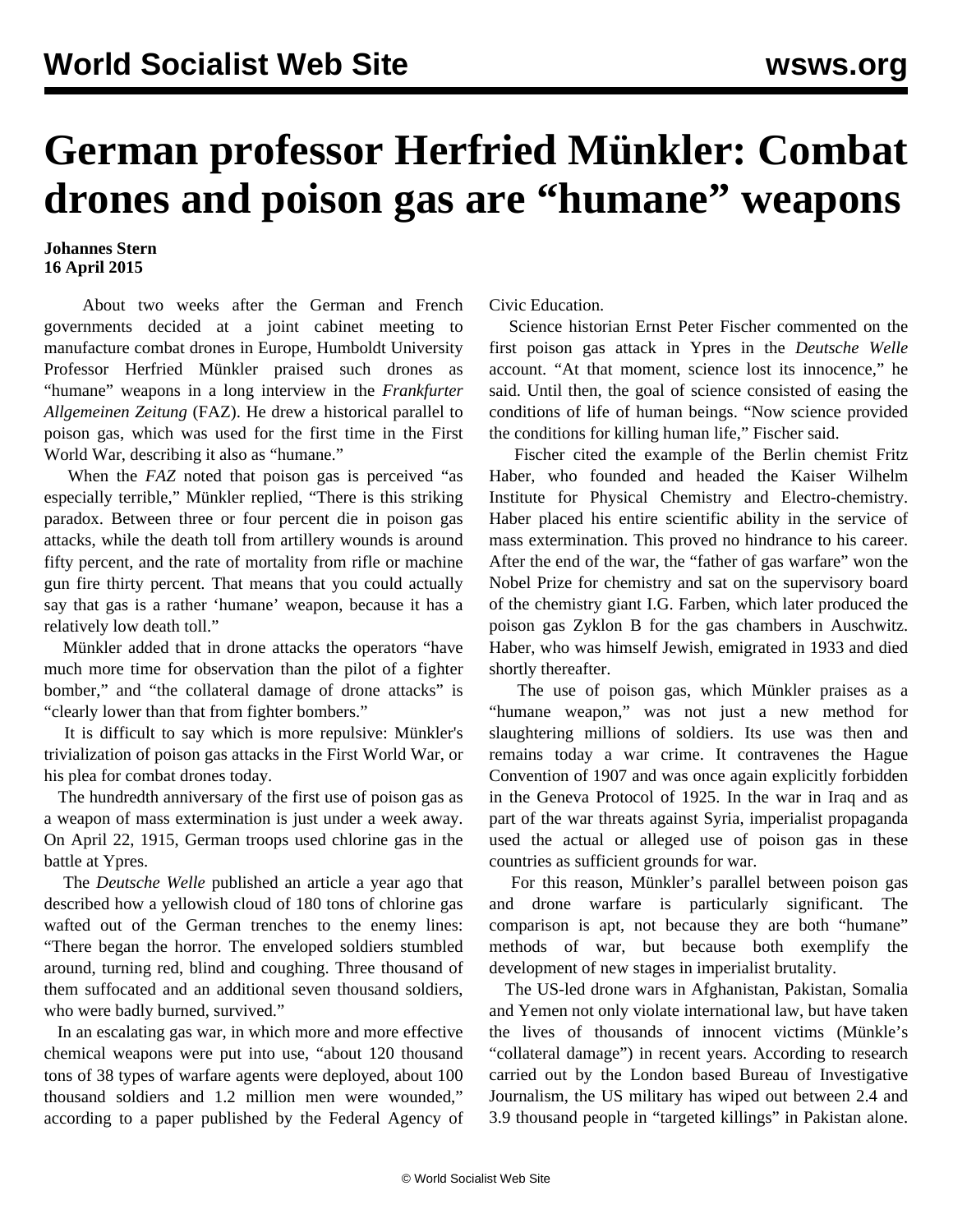# German professor Herfried Münkler: Combat drones and poison gas are "humane" weapons

**Johannes Stern**
**16 April 2015**

About two weeks after the German and French governments decided at a joint cabinet meeting to manufacture combat drones in Europe, Humboldt University Professor Herfried Münkler praised such drones as "humane" weapons in a long interview in the *Frankfurter Allgemeinen Zeitung* (FAZ). He drew a historical parallel to poison gas, which was used for the first time in the First World War, describing it also as "humane."

When the *FAZ* noted that poison gas is perceived "as especially terrible," Münkler replied, "There is this striking paradox. Between three or four percent die in poison gas attacks, while the death toll from artillery wounds is around fifty percent, and the rate of mortality from rifle or machine gun fire thirty percent. That means that you could actually say that gas is a rather 'humane' weapon, because it has a relatively low death toll."

Münkler added that in drone attacks the operators "have much more time for observation than the pilot of a fighter bomber," and "the collateral damage of drone attacks" is "clearly lower than that from fighter bombers."

It is difficult to say which is more repulsive: Münkler's trivialization of poison gas attacks in the First World War, or his plea for combat drones today.

The hundredth anniversary of the first use of poison gas as a weapon of mass extermination is just under a week away. On April 22, 1915, German troops used chlorine gas in the battle at Ypres.

The *Deutsche Welle* published an article a year ago that described how a yellowish cloud of 180 tons of chlorine gas wafted out of the German trenches to the enemy lines: "There began the horror. The enveloped soldiers stumbled around, turning red, blind and coughing. Three thousand of them suffocated and an additional seven thousand soldiers, who were badly burned, survived."

In an escalating gas war, in which more and more effective chemical weapons were put into use, "about 120 thousand tons of 38 types of warfare agents were deployed, about 100 thousand soldiers and 1.2 million men were wounded," according to a paper published by the Federal Agency of Civic Education.

Science historian Ernst Peter Fischer commented on the first poison gas attack in Ypres in the *Deutsche Welle* account. "At that moment, science lost its innocence," he said. Until then, the goal of science consisted of easing the conditions of life of human beings. "Now science provided the conditions for killing human life," Fischer said.

Fischer cited the example of the Berlin chemist Fritz Haber, who founded and headed the Kaiser Wilhelm Institute for Physical Chemistry and Electro-chemistry. Haber placed his entire scientific ability in the service of mass extermination. This proved no hindrance to his career. After the end of the war, the "father of gas warfare" won the Nobel Prize for chemistry and sat on the supervisory board of the chemistry giant I.G. Farben, which later produced the poison gas Zyklon B for the gas chambers in Auschwitz. Haber, who was himself Jewish, emigrated in 1933 and died shortly thereafter.

The use of poison gas, which Münkler praises as a "humane weapon," was not just a new method for slaughtering millions of soldiers. Its use was then and remains today a war crime. It contravenes the Hague Convention of 1907 and was once again explicitly forbidden in the Geneva Protocol of 1925. In the war in Iraq and as part of the war threats against Syria, imperialist propaganda used the actual or alleged use of poison gas in these countries as sufficient grounds for war.

For this reason, Münkler's parallel between poison gas and drone warfare is particularly significant. The comparison is apt, not because they are both "humane" methods of war, but because both exemplify the development of new stages in imperialist brutality.

The US-led drone wars in Afghanistan, Pakistan, Somalia and Yemen not only violate international law, but have taken the lives of thousands of innocent victims (Münkle's "collateral damage") in recent years. According to research carried out by the London based Bureau of Investigative Journalism, the US military has wiped out between 2.4 and 3.9 thousand people in "targeted killings" in Pakistan alone.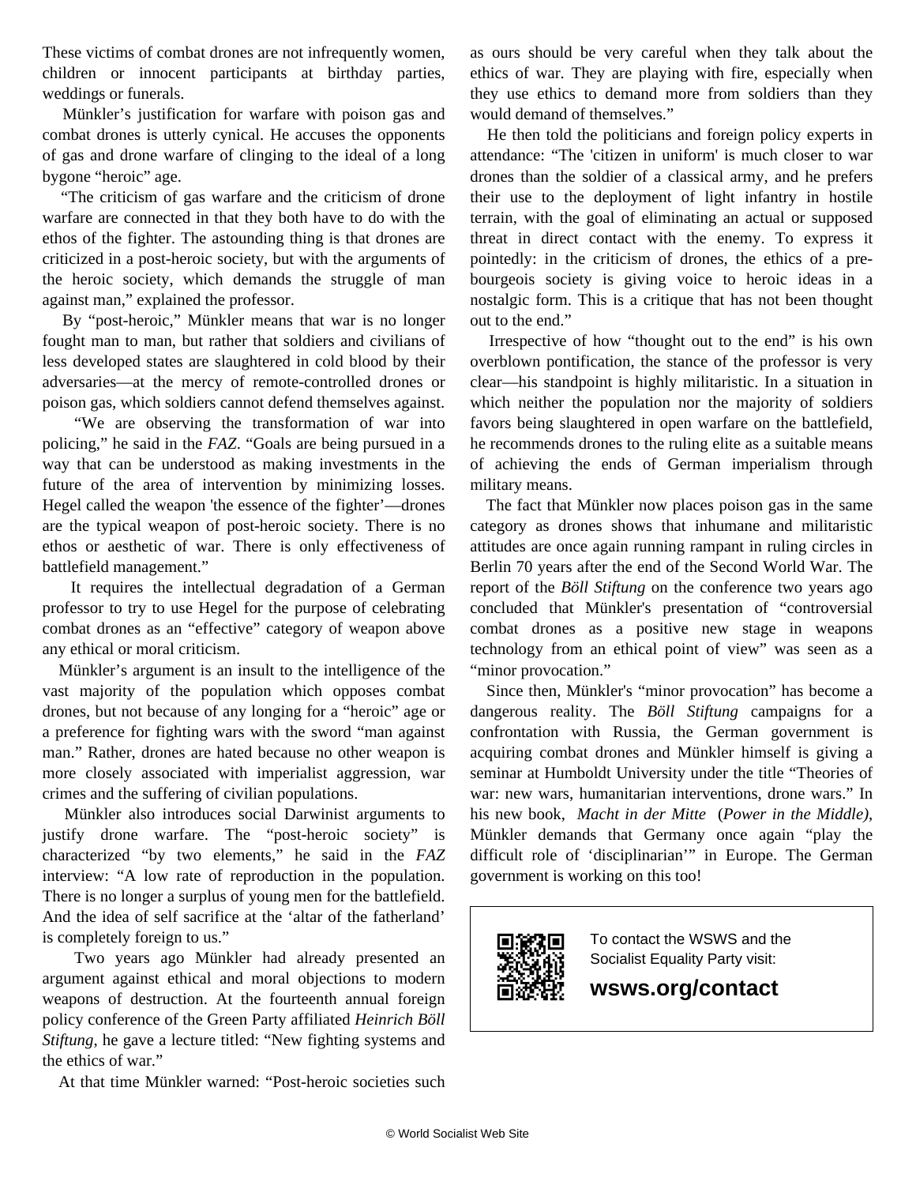These victims of combat drones are not infrequently women, children or innocent participants at birthday parties, weddings or funerals.

Münkler's justification for warfare with poison gas and combat drones is utterly cynical. He accuses the opponents of gas and drone warfare of clinging to the ideal of a long bygone "heroic" age.

"The criticism of gas warfare and the criticism of drone warfare are connected in that they both have to do with the ethos of the fighter. The astounding thing is that drones are criticized in a post-heroic society, but with the arguments of the heroic society, which demands the struggle of man against man," explained the professor.

By "post-heroic," Münkler means that war is no longer fought man to man, but rather that soldiers and civilians of less developed states are slaughtered in cold blood by their adversaries—at the mercy of remote-controlled drones or poison gas, which soldiers cannot defend themselves against.

"We are observing the transformation of war into policing," he said in the *FAZ*. "Goals are being pursued in a way that can be understood as making investments in the future of the area of intervention by minimizing losses. Hegel called the weapon 'the essence of the fighter'—drones are the typical weapon of post-heroic society. There is no ethos or aesthetic of war. There is only effectiveness of battlefield management."

It requires the intellectual degradation of a German professor to try to use Hegel for the purpose of celebrating combat drones as an "effective" category of weapon above any ethical or moral criticism.

Münkler's argument is an insult to the intelligence of the vast majority of the population which opposes combat drones, but not because of any longing for a "heroic" age or a preference for fighting wars with the sword "man against man." Rather, drones are hated because no other weapon is more closely associated with imperialist aggression, war crimes and the suffering of civilian populations.

Münkler also introduces social Darwinist arguments to justify drone warfare. The "post-heroic society" is characterized "by two elements," he said in the *FAZ* interview: "A low rate of reproduction in the population. There is no longer a surplus of young men for the battlefield. And the idea of self sacrifice at the 'altar of the fatherland' is completely foreign to us."

Two years ago Münkler had already presented an argument against ethical and moral objections to modern weapons of destruction. At the fourteenth annual foreign policy conference of the Green Party affiliated *Heinrich Böll Stiftung*, he gave a lecture titled: "New fighting systems and the ethics of war."

At that time Münkler warned: "Post-heroic societies such as ours should be very careful when they talk about the ethics of war. They are playing with fire, especially when they use ethics to demand more from soldiers than they would demand of themselves."

He then told the politicians and foreign policy experts in attendance: "The 'citizen in uniform' is much closer to war drones than the soldier of a classical army, and he prefers their use to the deployment of light infantry in hostile terrain, with the goal of eliminating an actual or supposed threat in direct contact with the enemy. To express it pointedly: in the criticism of drones, the ethics of a pre-bourgeois society is giving voice to heroic ideas in a nostalgic form. This is a critique that has not been thought out to the end."

Irrespective of how "thought out to the end" is his own overblown pontification, the stance of the professor is very clear—his standpoint is highly militaristic. In a situation in which neither the population nor the majority of soldiers favors being slaughtered in open warfare on the battlefield, he recommends drones to the ruling elite as a suitable means of achieving the ends of German imperialism through military means.

The fact that Münkler now places poison gas in the same category as drones shows that inhumane and militaristic attitudes are once again running rampant in ruling circles in Berlin 70 years after the end of the Second World War. The report of the *Böll Stiftung* on the conference two years ago concluded that Münkler's presentation of "controversial combat drones as a positive new stage in weapons technology from an ethical point of view" was seen as a "minor provocation."

Since then, Münkler's "minor provocation" has become a dangerous reality. The *Böll Stiftung* campaigns for a confrontation with Russia, the German government is acquiring combat drones and Münkler himself is giving a seminar at Humboldt University under the title "Theories of war: new wars, humanitarian interventions, drone wars." In his new book, *Macht in der Mitte* (*Power in the Middle)*, Münkler demands that Germany once again "play the difficult role of 'disciplinarian'" in Europe. The German government is working on this too!

To contact the WSWS and the Socialist Equality Party visit:

**wsws.org/contact**